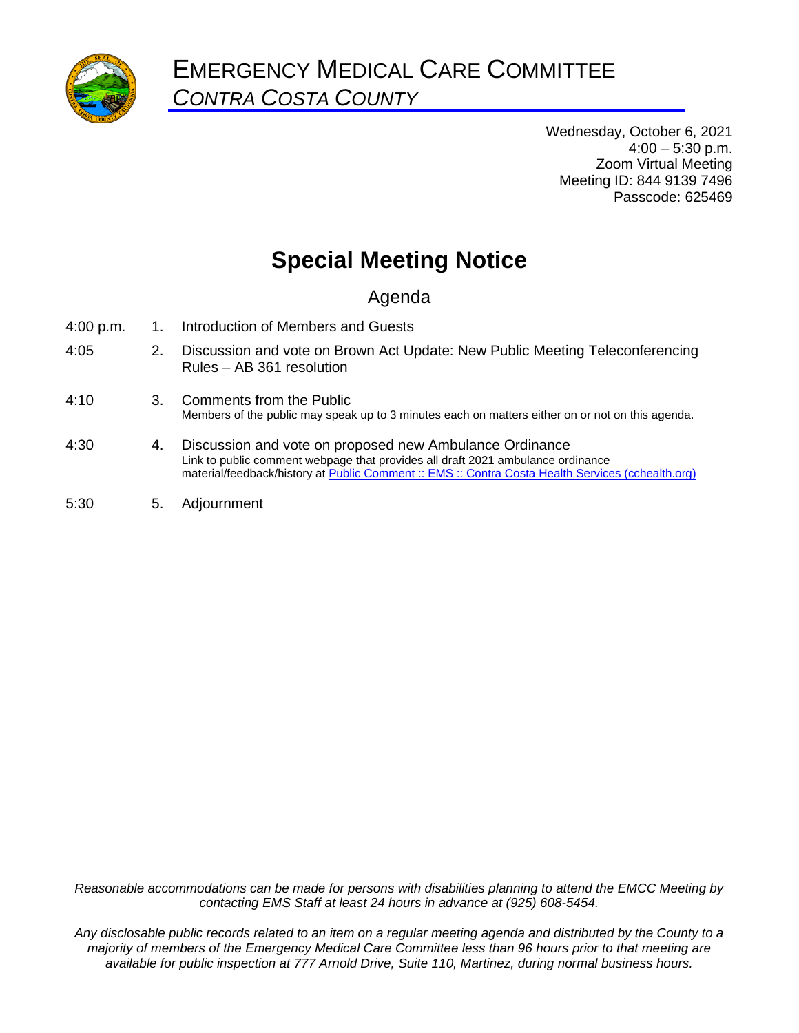# EMERGENCY MEDICAL CARE COMMITTEE

*CONTRA COSTA COUNTY*

Wednesday, October 6, 2021
4:00 – 5:30 p.m.
Zoom Virtual Meeting
Meeting ID: 844 9139 7496
Passcode: 625469

## Special Meeting Notice

### Agenda

| | | |
|---|---|---|
| 4:00 p.m. | 1. | Introduction of Members and Guests |
| 4:05 | 2. | Discussion and vote on Brown Act Update: New Public Meeting Teleconferencing Rules – AB 361 resolution |
| 4:10 | 3. | Comments from the Public<br>Members of the public may speak up to 3 minutes each on matters either on or not on this agenda. |
| 4:30 | 4. | Discussion and vote on proposed new Ambulance Ordinance<br>Link to public comment webpage that provides all draft 2021 ambulance ordinance material/feedback/history at Public Comment :: EMS :: Contra Costa Health Services (cchealth.org) |
| 5:30 | 5. | Adjournment |

*Reasonable accommodations can be made for persons with disabilities planning to attend the EMCC Meeting by contacting EMS Staff at least 24 hours in advance at (925) 608-5454.*

*Any disclosable public records related to an item on a regular meeting agenda and distributed by the County to a majority of members of the Emergency Medical Care Committee less than 96 hours prior to that meeting are available for public inspection at 777 Arnold Drive, Suite 110, Martinez, during normal business hours.*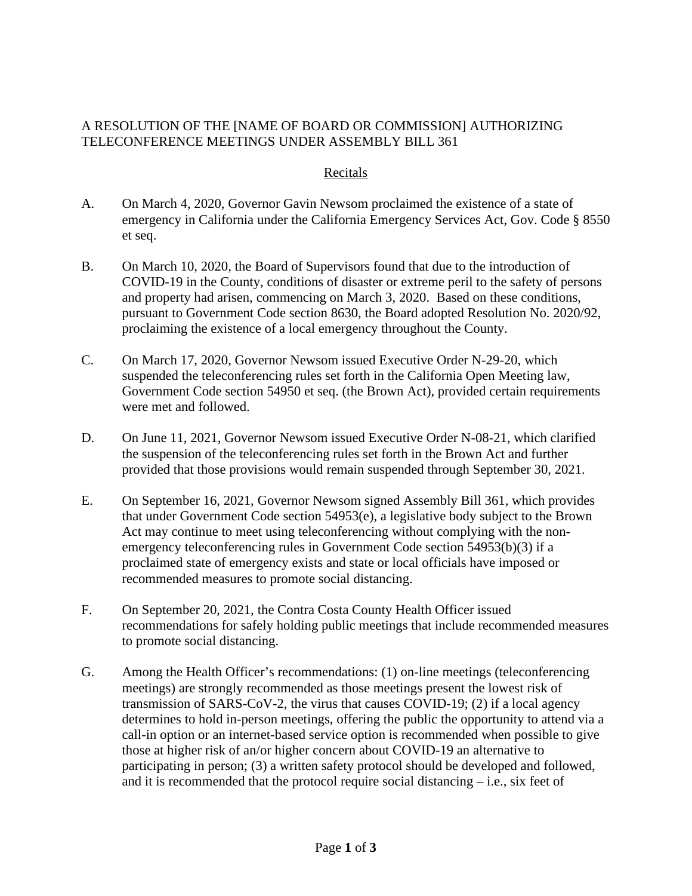A RESOLUTION OF THE [NAME OF BOARD OR COMMISSION] AUTHORIZING TELECONFERENCE MEETINGS UNDER ASSEMBLY BILL 361

## Recitals

A. On March 4, 2020, Governor Gavin Newsom proclaimed the existence of a state of emergency in California under the California Emergency Services Act, Gov. Code § 8550 et seq.

B. On March 10, 2020, the Board of Supervisors found that due to the introduction of COVID-19 in the County, conditions of disaster or extreme peril to the safety of persons and property had arisen, commencing on March 3, 2020. Based on these conditions, pursuant to Government Code section 8630, the Board adopted Resolution No. 2020/92, proclaiming the existence of a local emergency throughout the County.

C. On March 17, 2020, Governor Newsom issued Executive Order N-29-20, which suspended the teleconferencing rules set forth in the California Open Meeting law, Government Code section 54950 et seq. (the Brown Act), provided certain requirements were met and followed.

D. On June 11, 2021, Governor Newsom issued Executive Order N-08-21, which clarified the suspension of the teleconferencing rules set forth in the Brown Act and further provided that those provisions would remain suspended through September 30, 2021.

E. On September 16, 2021, Governor Newsom signed Assembly Bill 361, which provides that under Government Code section 54953(e), a legislative body subject to the Brown Act may continue to meet using teleconferencing without complying with the non-emergency teleconferencing rules in Government Code section 54953(b)(3) if a proclaimed state of emergency exists and state or local officials have imposed or recommended measures to promote social distancing.

F. On September 20, 2021, the Contra Costa County Health Officer issued recommendations for safely holding public meetings that include recommended measures to promote social distancing.

G. Among the Health Officer's recommendations: (1) on-line meetings (teleconferencing meetings) are strongly recommended as those meetings present the lowest risk of transmission of SARS-CoV-2, the virus that causes COVID-19; (2) if a local agency determines to hold in-person meetings, offering the public the opportunity to attend via a call-in option or an internet-based service option is recommended when possible to give those at higher risk of an/or higher concern about COVID-19 an alternative to participating in person; (3) a written safety protocol should be developed and followed, and it is recommended that the protocol require social distancing – i.e., six feet of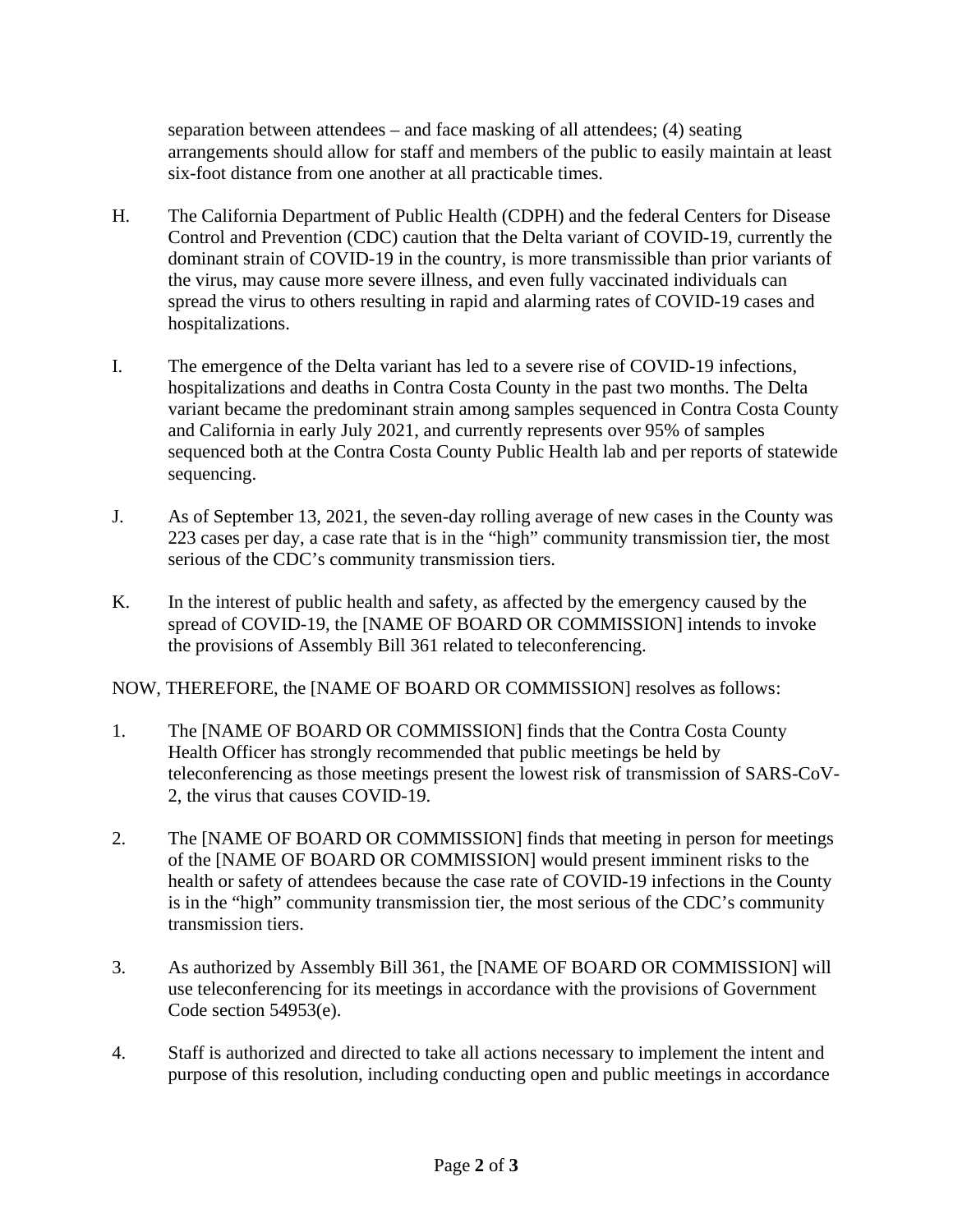separation between attendees – and face masking of all attendees; (4) seating arrangements should allow for staff and members of the public to easily maintain at least six-foot distance from one another at all practicable times.

H. The California Department of Public Health (CDPH) and the federal Centers for Disease Control and Prevention (CDC) caution that the Delta variant of COVID-19, currently the dominant strain of COVID-19 in the country, is more transmissible than prior variants of the virus, may cause more severe illness, and even fully vaccinated individuals can spread the virus to others resulting in rapid and alarming rates of COVID-19 cases and hospitalizations.

I. The emergence of the Delta variant has led to a severe rise of COVID-19 infections, hospitalizations and deaths in Contra Costa County in the past two months. The Delta variant became the predominant strain among samples sequenced in Contra Costa County and California in early July 2021, and currently represents over 95% of samples sequenced both at the Contra Costa County Public Health lab and per reports of statewide sequencing.

J. As of September 13, 2021, the seven-day rolling average of new cases in the County was 223 cases per day, a case rate that is in the "high" community transmission tier, the most serious of the CDC's community transmission tiers.

K. In the interest of public health and safety, as affected by the emergency caused by the spread of COVID-19, the [NAME OF BOARD OR COMMISSION] intends to invoke the provisions of Assembly Bill 361 related to teleconferencing.

NOW, THEREFORE, the [NAME OF BOARD OR COMMISSION] resolves as follows:

1. The [NAME OF BOARD OR COMMISSION] finds that the Contra Costa County Health Officer has strongly recommended that public meetings be held by teleconferencing as those meetings present the lowest risk of transmission of SARS-CoV-2, the virus that causes COVID-19.

2. The [NAME OF BOARD OR COMMISSION] finds that meeting in person for meetings of the [NAME OF BOARD OR COMMISSION] would present imminent risks to the health or safety of attendees because the case rate of COVID-19 infections in the County is in the "high" community transmission tier, the most serious of the CDC's community transmission tiers.

3. As authorized by Assembly Bill 361, the [NAME OF BOARD OR COMMISSION] will use teleconferencing for its meetings in accordance with the provisions of Government Code section 54953(e).

4. Staff is authorized and directed to take all actions necessary to implement the intent and purpose of this resolution, including conducting open and public meetings in accordance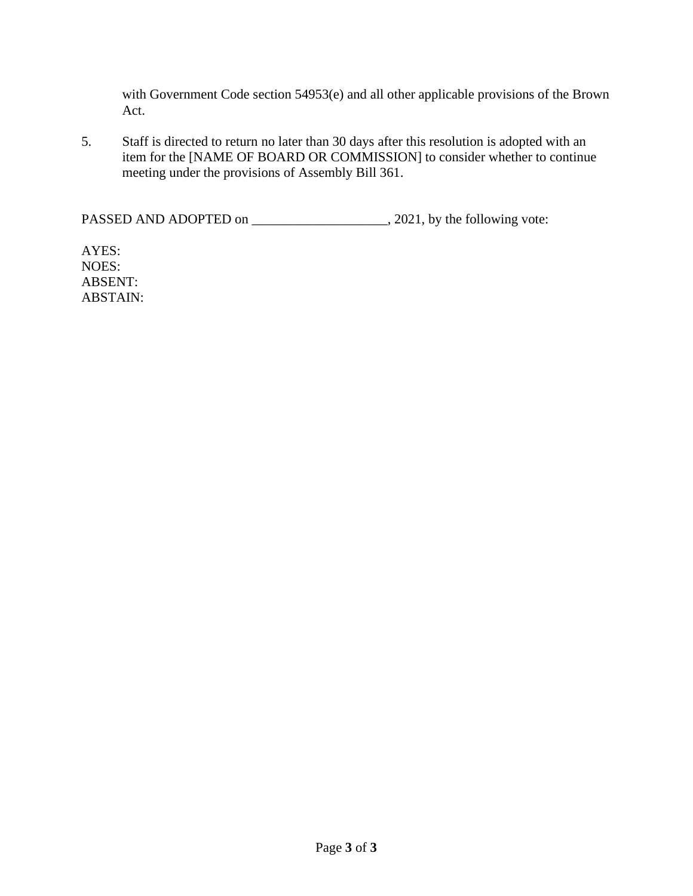with Government Code section 54953(e) and all other applicable provisions of the Brown Act.

5. Staff is directed to return no later than 30 days after this resolution is adopted with an item for the [NAME OF BOARD OR COMMISSION] to consider whether to continue meeting under the provisions of Assembly Bill 361.

PASSED AND ADOPTED on ____________________, 2021, by the following vote:

AYES:
NOES:
ABSENT:
ABSTAIN: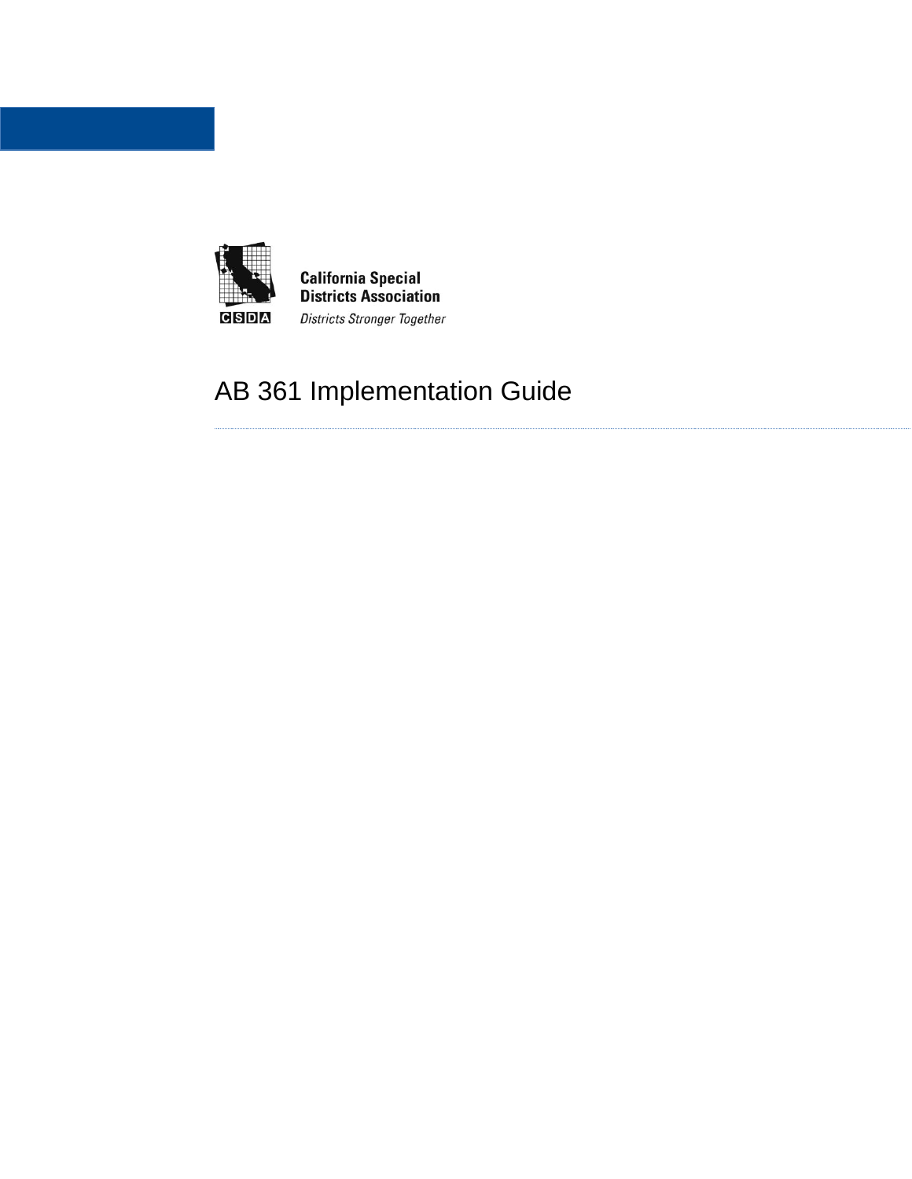California Special Districts Association

*Districts Stronger Together*

# AB 361 Implementation Guide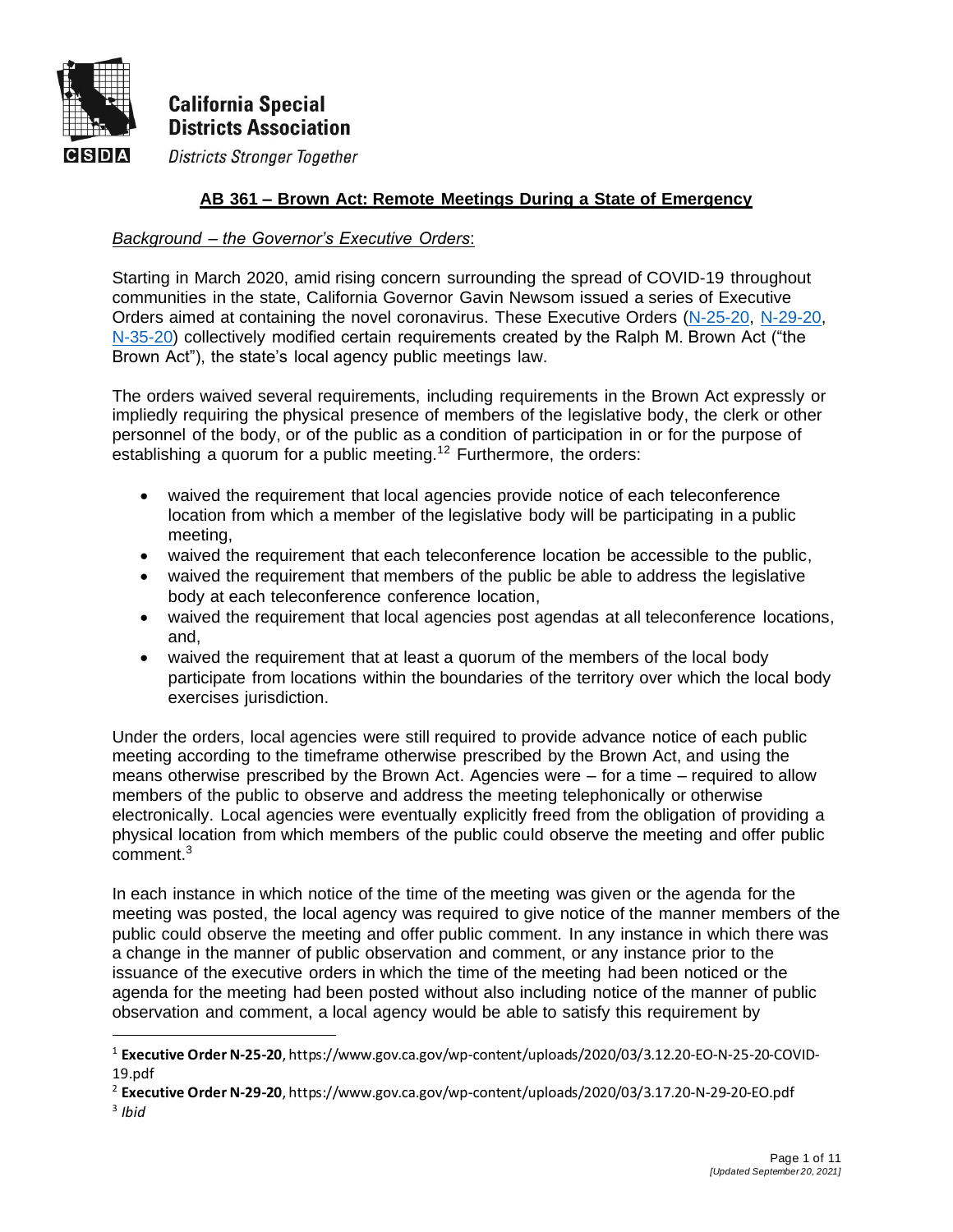**California Special Districts Association**

*Districts Stronger Together*

## AB 361 – Brown Act: Remote Meetings During a State of Emergency

*Background – the Governor's Executive Orders*:

Starting in March 2020, amid rising concern surrounding the spread of COVID-19 throughout communities in the state, California Governor Gavin Newsom issued a series of Executive Orders aimed at containing the novel coronavirus. These Executive Orders (N-25-20, N-29-20, N-35-20) collectively modified certain requirements created by the Ralph M. Brown Act ("the Brown Act"), the state's local agency public meetings law.

The orders waived several requirements, including requirements in the Brown Act expressly or impliedly requiring the physical presence of members of the legislative body, the clerk or other personnel of the body, or of the public as a condition of participation in or for the purpose of establishing a quorum for a public meeting.[1][2] Furthermore, the orders:

- waived the requirement that local agencies provide notice of each teleconference location from which a member of the legislative body will be participating in a public meeting,
- waived the requirement that each teleconference location be accessible to the public,
- waived the requirement that members of the public be able to address the legislative body at each teleconference conference location,
- waived the requirement that local agencies post agendas at all teleconference locations, and,
- waived the requirement that at least a quorum of the members of the local body participate from locations within the boundaries of the territory over which the local body exercises jurisdiction.

Under the orders, local agencies were still required to provide advance notice of each public meeting according to the timeframe otherwise prescribed by the Brown Act, and using the means otherwise prescribed by the Brown Act. Agencies were – for a time – required to allow members of the public to observe and address the meeting telephonically or otherwise electronically. Local agencies were eventually explicitly freed from the obligation of providing a physical location from which members of the public could observe the meeting and offer public comment.[3]

In each instance in which notice of the time of the meeting was given or the agenda for the meeting was posted, the local agency was required to give notice of the manner members of the public could observe the meeting and offer public comment. In any instance in which there was a change in the manner of public observation and comment, or any instance prior to the issuance of the executive orders in which the time of the meeting had been noticed or the agenda for the meeting had been posted without also including notice of the manner of public observation and comment, a local agency would be able to satisfy this requirement by

---

[1] **Executive Order N-25-20**, https://www.gov.ca.gov/wp-content/uploads/2020/03/3.12.20-EO-N-25-20-COVID-19.pdf

[2] **Executive Order N-29-20**, https://www.gov.ca.gov/wp-content/uploads/2020/03/3.17.20-N-29-20-EO.pdf

[3] *Ibid*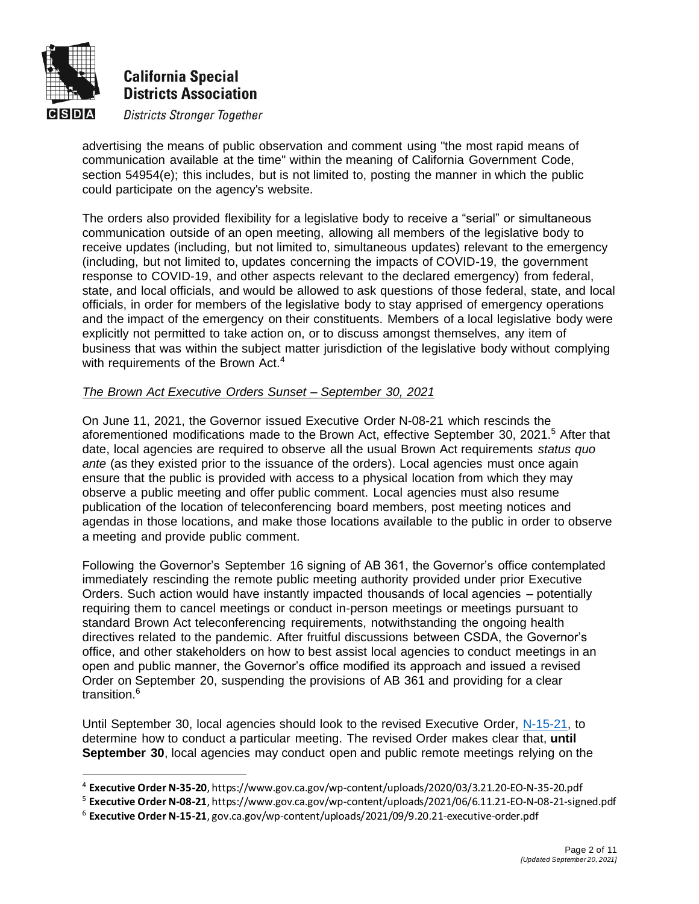advertising the means of public observation and comment using "the most rapid means of communication available at the time" within the meaning of California Government Code, section 54954(e); this includes, but is not limited to, posting the manner in which the public could participate on the agency's website.

The orders also provided flexibility for a legislative body to receive a "serial" or simultaneous communication outside of an open meeting, allowing all members of the legislative body to receive updates (including, but not limited to, simultaneous updates) relevant to the emergency (including, but not limited to, updates concerning the impacts of COVID-19, the government response to COVID-19, and other aspects relevant to the declared emergency) from federal, state, and local officials, and would be allowed to ask questions of those federal, state, and local officials, in order for members of the legislative body to stay apprised of emergency operations and the impact of the emergency on their constituents. Members of a local legislative body were explicitly not permitted to take action on, or to discuss amongst themselves, any item of business that was within the subject matter jurisdiction of the legislative body without complying with requirements of the Brown Act.[4]

*<u>The Brown Act Executive Orders Sunset – September 30, 2021</u>*

On June 11, 2021, the Governor issued Executive Order N-08-21 which rescinds the aforementioned modifications made to the Brown Act, effective September 30, 2021.[5] After that date, local agencies are required to observe all the usual Brown Act requirements *status quo ante* (as they existed prior to the issuance of the orders). Local agencies must once again ensure that the public is provided with access to a physical location from which they may observe a public meeting and offer public comment. Local agencies must also resume publication of the location of teleconferencing board members, post meeting notices and agendas in those locations, and make those locations available to the public in order to observe a meeting and provide public comment.

Following the Governor's September 16 signing of AB 361, the Governor's office contemplated immediately rescinding the remote public meeting authority provided under prior Executive Orders. Such action would have instantly impacted thousands of local agencies – potentially requiring them to cancel meetings or conduct in-person meetings or meetings pursuant to standard Brown Act teleconferencing requirements, notwithstanding the ongoing health directives related to the pandemic. After fruitful discussions between CSDA, the Governor's office, and other stakeholders on how to best assist local agencies to conduct meetings in an open and public manner, the Governor's office modified its approach and issued a revised Order on September 20, suspending the provisions of AB 361 and providing for a clear transition.[6]

Until September 30, local agencies should look to the revised Executive Order, [N-15-21](gov.ca.gov/wp-content/uploads/2021/09/9.20.21-executive-order.pdf), to determine how to conduct a particular meeting. The revised Order makes clear that, **until September 30**, local agencies may conduct open and public remote meetings relying on the

---

[4] **Executive Order N-35-20**, https://www.gov.ca.gov/wp-content/uploads/2020/03/3.21.20-EO-N-35-20.pdf

[5] **Executive Order N-08-21**, https://www.gov.ca.gov/wp-content/uploads/2021/06/6.11.21-EO-N-08-21-signed.pdf

[6] **Executive Order N-15-21**, gov.ca.gov/wp-content/uploads/2021/09/9.20.21-executive-order.pdf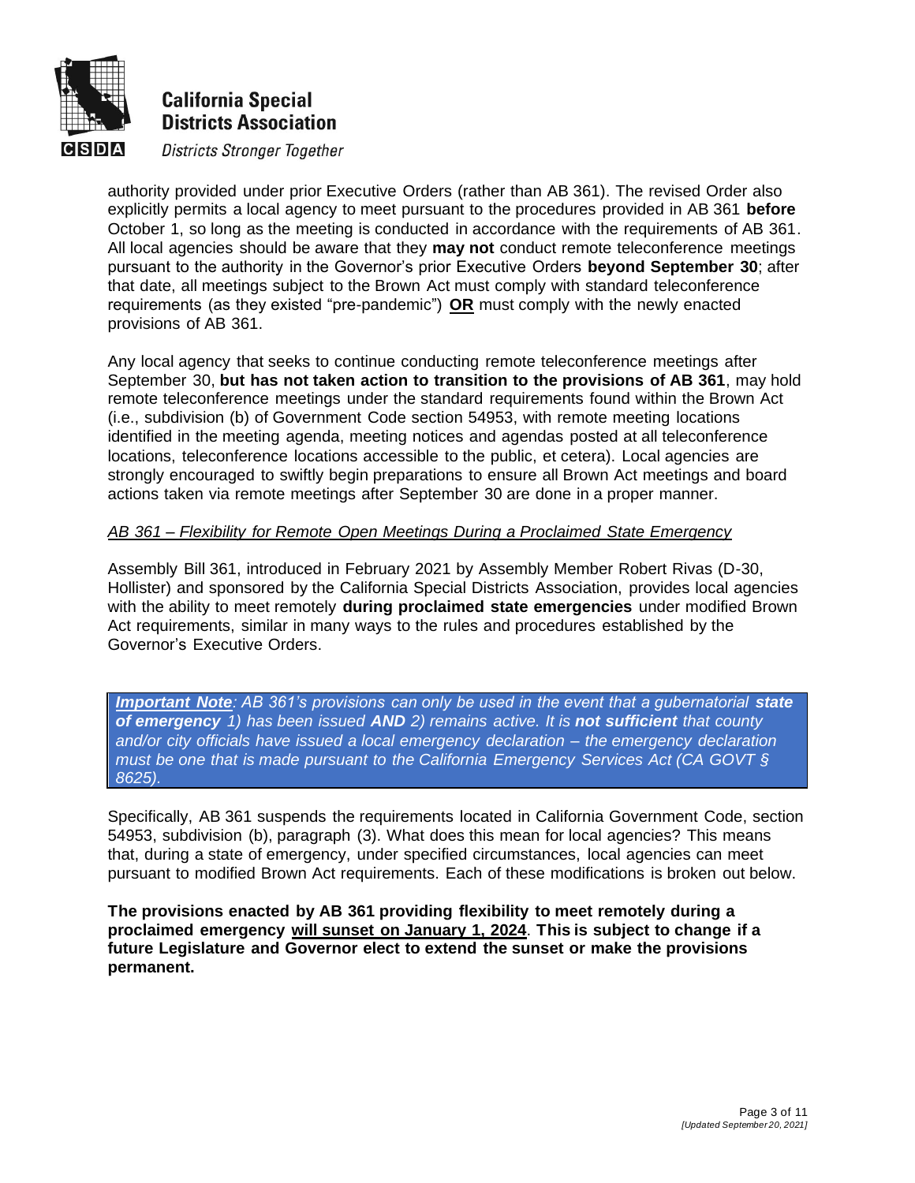authority provided under prior Executive Orders (rather than AB 361). The revised Order also explicitly permits a local agency to meet pursuant to the procedures provided in AB 361 **before** October 1, so long as the meeting is conducted in accordance with the requirements of AB 361. All local agencies should be aware that they **may not** conduct remote teleconference meetings pursuant to the authority in the Governor's prior Executive Orders **beyond September 30**; after that date, all meetings subject to the Brown Act must comply with standard teleconference requirements (as they existed "pre-pandemic") <u>**OR**</u> must comply with the newly enacted provisions of AB 361.

Any local agency that seeks to continue conducting remote teleconference meetings after September 30, **but has not taken action to transition to the provisions of AB 361**, may hold remote teleconference meetings under the standard requirements found within the Brown Act (i.e., subdivision (b) of Government Code section 54953, with remote meeting locations identified in the meeting agenda, meeting notices and agendas posted at all teleconference locations, teleconference locations accessible to the public, et cetera). Local agencies are strongly encouraged to swiftly begin preparations to ensure all Brown Act meetings and board actions taken via remote meetings after September 30 are done in a proper manner.

*<u>AB 361 – Flexibility for Remote Open Meetings During a Proclaimed State Emergency</u>*

Assembly Bill 361, introduced in February 2021 by Assembly Member Robert Rivas (D-30, Hollister) and sponsored by the California Special Districts Association, provides local agencies with the ability to meet remotely **during proclaimed state emergencies** under modified Brown Act requirements, similar in many ways to the rules and procedures established by the Governor's Executive Orders.

> ***<u>Important Note</u>****: AB 361's provisions can only be used in the event that a gubernatorial* ***state of emergency*** *1) has been issued* ***AND*** *2) remains active. It is* ***not sufficient*** *that county and/or city officials have issued a local emergency declaration – the emergency declaration must be one that is made pursuant to the California Emergency Services Act (CA GOVT § 8625).*

Specifically, AB 361 suspends the requirements located in California Government Code, section 54953, subdivision (b), paragraph (3). What does this mean for local agencies? This means that, during a state of emergency, under specified circumstances, local agencies can meet pursuant to modified Brown Act requirements. Each of these modifications is broken out below.

**The provisions enacted by AB 361 providing flexibility to meet remotely during a proclaimed emergency <u>will sunset on January 1, 2024</u>. This is subject to change if a future Legislature and Governor elect to extend the sunset or make the provisions permanent.**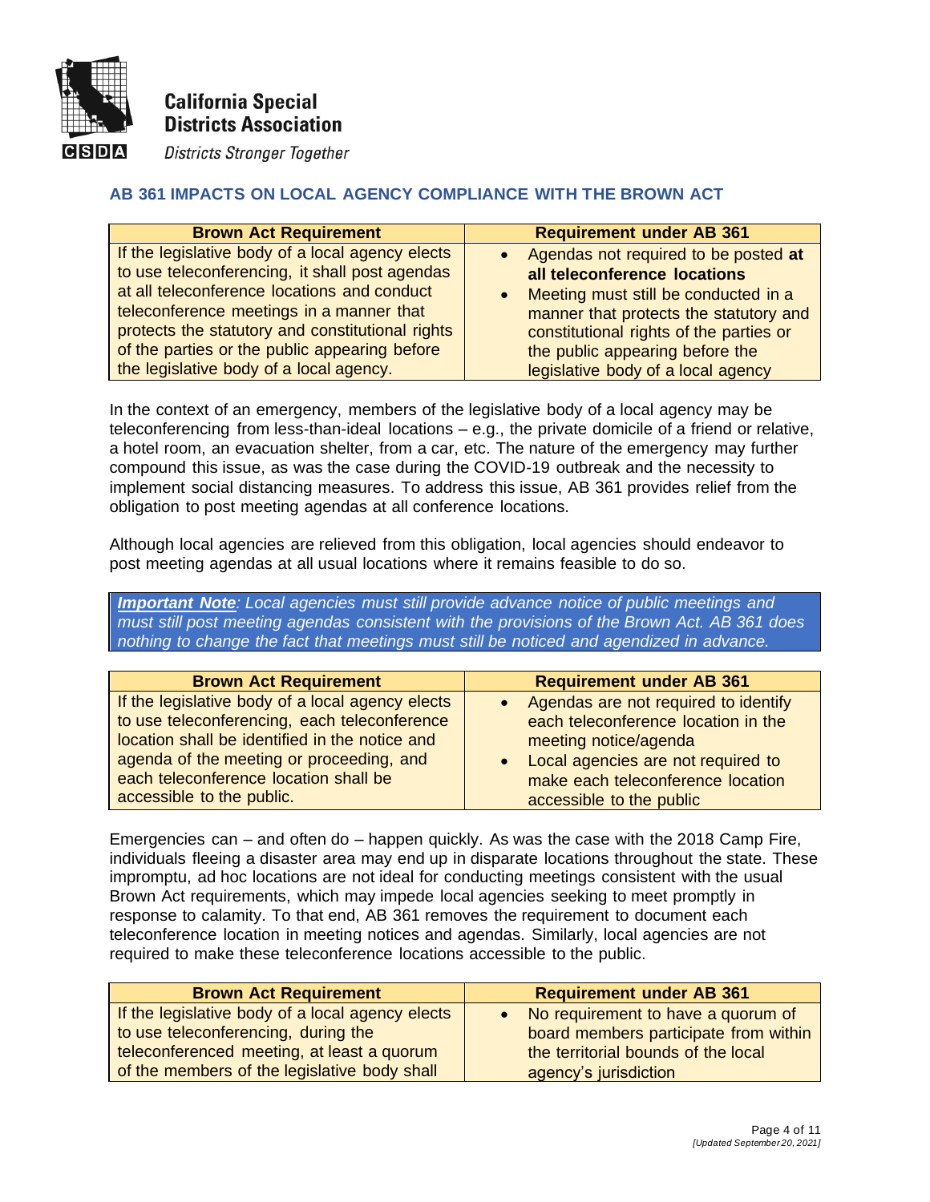## AB 361 IMPACTS ON LOCAL AGENCY COMPLIANCE WITH THE BROWN ACT

| Brown Act Requirement | Requirement under AB 361 |
|---|---|
| If the legislative body of a local agency elects to use teleconferencing, it shall post agendas at all teleconference locations and conduct teleconference meetings in a manner that protects the statutory and constitutional rights of the parties or the public appearing before the legislative body of a local agency. | • Agendas not required to be posted **at all teleconference locations**<br>• Meeting must still be conducted in a manner that protects the statutory and constitutional rights of the parties or the public appearing before the legislative body of a local agency |

In the context of an emergency, members of the legislative body of a local agency may be teleconferencing from less-than-ideal locations – e.g., the private domicile of a friend or relative, a hotel room, an evacuation shelter, from a car, etc. The nature of the emergency may further compound this issue, as was the case during the COVID-19 outbreak and the necessity to implement social distancing measures. To address this issue, AB 361 provides relief from the obligation to post meeting agendas at all conference locations.

Although local agencies are relieved from this obligation, local agencies should endeavor to post meeting agendas at all usual locations where it remains feasible to do so.

> ***Important Note****: Local agencies must still provide advance notice of public meetings and must still post meeting agendas consistent with the provisions of the Brown Act. AB 361 does nothing to change the fact that meetings must still be noticed and agendized in advance.*

| Brown Act Requirement | Requirement under AB 361 |
|---|---|
| If the legislative body of a local agency elects to use teleconferencing, each teleconference location shall be identified in the notice and agenda of the meeting or proceeding, and each teleconference location shall be accessible to the public. | • Agendas are not required to identify each teleconference location in the meeting notice/agenda<br>• Local agencies are not required to make each teleconference location accessible to the public |

Emergencies can – and often do – happen quickly. As was the case with the 2018 Camp Fire, individuals fleeing a disaster area may end up in disparate locations throughout the state. These impromptu, ad hoc locations are not ideal for conducting meetings consistent with the usual Brown Act requirements, which may impede local agencies seeking to meet promptly in response to calamity. To that end, AB 361 removes the requirement to document each teleconference location in meeting notices and agendas. Similarly, local agencies are not required to make these teleconference locations accessible to the public.

| Brown Act Requirement | Requirement under AB 361 |
|---|---|
| If the legislative body of a local agency elects to use teleconferencing, during the teleconferenced meeting, at least a quorum of the members of the legislative body shall | • No requirement to have a quorum of board members participate from within the territorial bounds of the local agency's jurisdiction |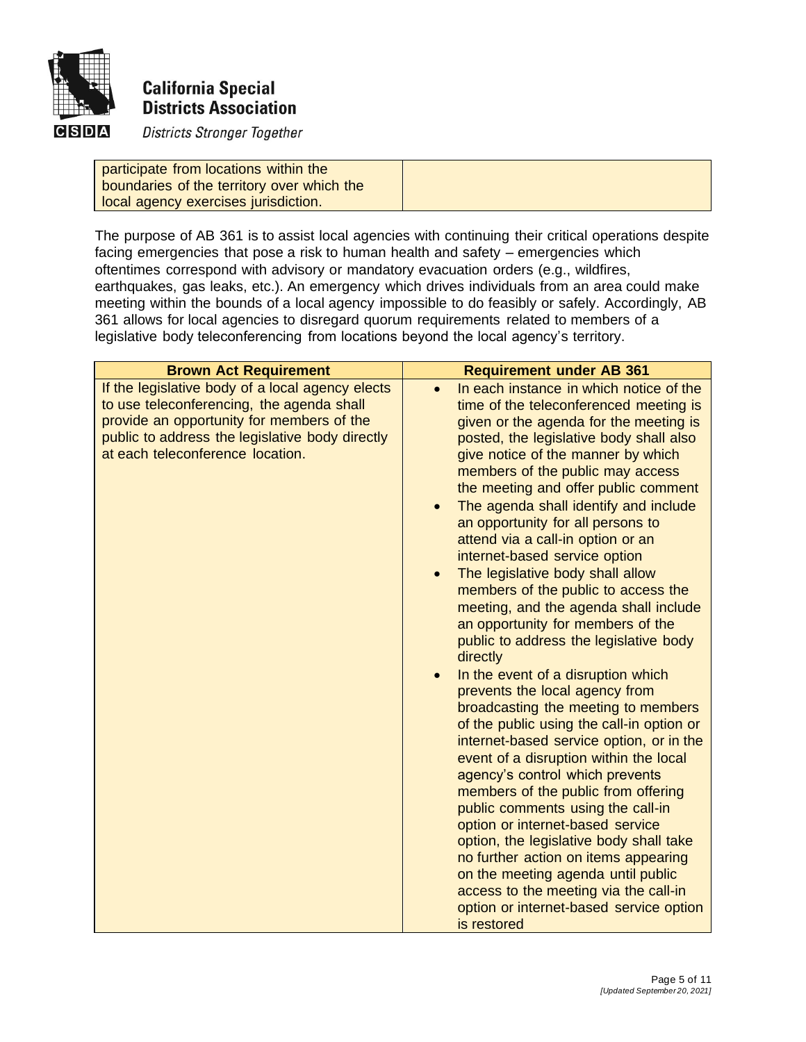| | |
|---|---|
| participate from locations within the boundaries of the territory over which the local agency exercises jurisdiction. | |

The purpose of AB 361 is to assist local agencies with continuing their critical operations despite facing emergencies that pose a risk to human health and safety – emergencies which oftentimes correspond with advisory or mandatory evacuation orders (e.g., wildfires, earthquakes, gas leaks, etc.). An emergency which drives individuals from an area could make meeting within the bounds of a local agency impossible to do feasibly or safely. Accordingly, AB 361 allows for local agencies to disregard quorum requirements related to members of a legislative body teleconferencing from locations beyond the local agency's territory.

| Brown Act Requirement | Requirement under AB 361 |
|---|---|
| If the legislative body of a local agency elects to use teleconferencing, the agenda shall provide an opportunity for members of the public to address the legislative body directly at each teleconference location. | • In each instance in which notice of the time of the teleconferenced meeting is given or the agenda for the meeting is posted, the legislative body shall also give notice of the manner by which members of the public may access the meeting and offer public comment<br>• The agenda shall identify and include an opportunity for all persons to attend via a call-in option or an internet-based service option<br>• The legislative body shall allow members of the public to access the meeting, and the agenda shall include an opportunity for members of the public to address the legislative body directly<br>• In the event of a disruption which prevents the local agency from broadcasting the meeting to members of the public using the call-in option or internet-based service option, or in the event of a disruption within the local agency's control which prevents members of the public from offering public comments using the call-in option or internet-based service option, the legislative body shall take no further action on items appearing on the meeting agenda until public access to the meeting via the call-in option or internet-based service option is restored |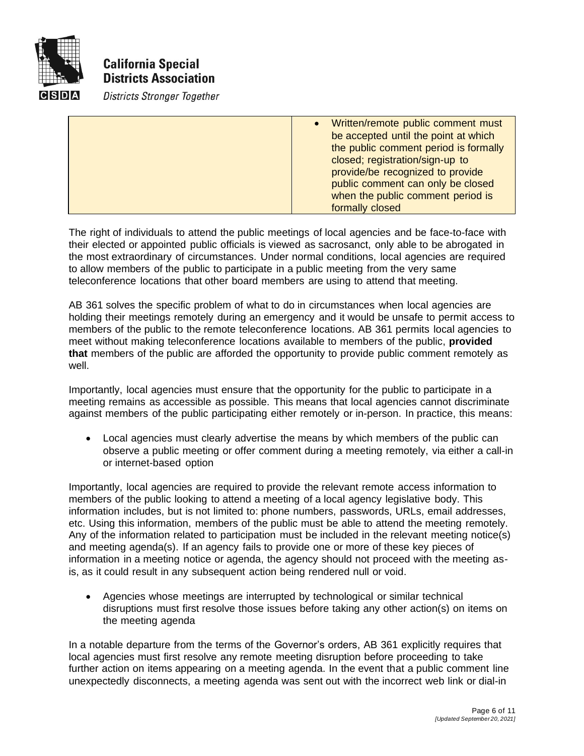| | • Written/remote public comment must be accepted until the point at which the public comment period is formally closed; registration/sign-up to provide/be recognized to provide public comment can only be closed when the public comment period is formally closed |
|---|---|

The right of individuals to attend the public meetings of local agencies and be face-to-face with their elected or appointed public officials is viewed as sacrosanct, only able to be abrogated in the most extraordinary of circumstances. Under normal conditions, local agencies are required to allow members of the public to participate in a public meeting from the very same teleconference locations that other board members are using to attend that meeting.

AB 361 solves the specific problem of what to do in circumstances when local agencies are holding their meetings remotely during an emergency and it would be unsafe to permit access to members of the public to the remote teleconference locations. AB 361 permits local agencies to meet without making teleconference locations available to members of the public, **provided that** members of the public are afforded the opportunity to provide public comment remotely as well.

Importantly, local agencies must ensure that the opportunity for the public to participate in a meeting remains as accessible as possible. This means that local agencies cannot discriminate against members of the public participating either remotely or in-person. In practice, this means:

- Local agencies must clearly advertise the means by which members of the public can observe a public meeting or offer comment during a meeting remotely, via either a call-in or internet-based option

Importantly, local agencies are required to provide the relevant remote access information to members of the public looking to attend a meeting of a local agency legislative body. This information includes, but is not limited to: phone numbers, passwords, URLs, email addresses, etc. Using this information, members of the public must be able to attend the meeting remotely. Any of the information related to participation must be included in the relevant meeting notice(s) and meeting agenda(s). If an agency fails to provide one or more of these key pieces of information in a meeting notice or agenda, the agency should not proceed with the meeting as-is, as it could result in any subsequent action being rendered null or void.

- Agencies whose meetings are interrupted by technological or similar technical disruptions must first resolve those issues before taking any other action(s) on items on the meeting agenda

In a notable departure from the terms of the Governor's orders, AB 361 explicitly requires that local agencies must first resolve any remote meeting disruption before proceeding to take further action on items appearing on a meeting agenda. In the event that a public comment line unexpectedly disconnects, a meeting agenda was sent out with the incorrect web link or dial-in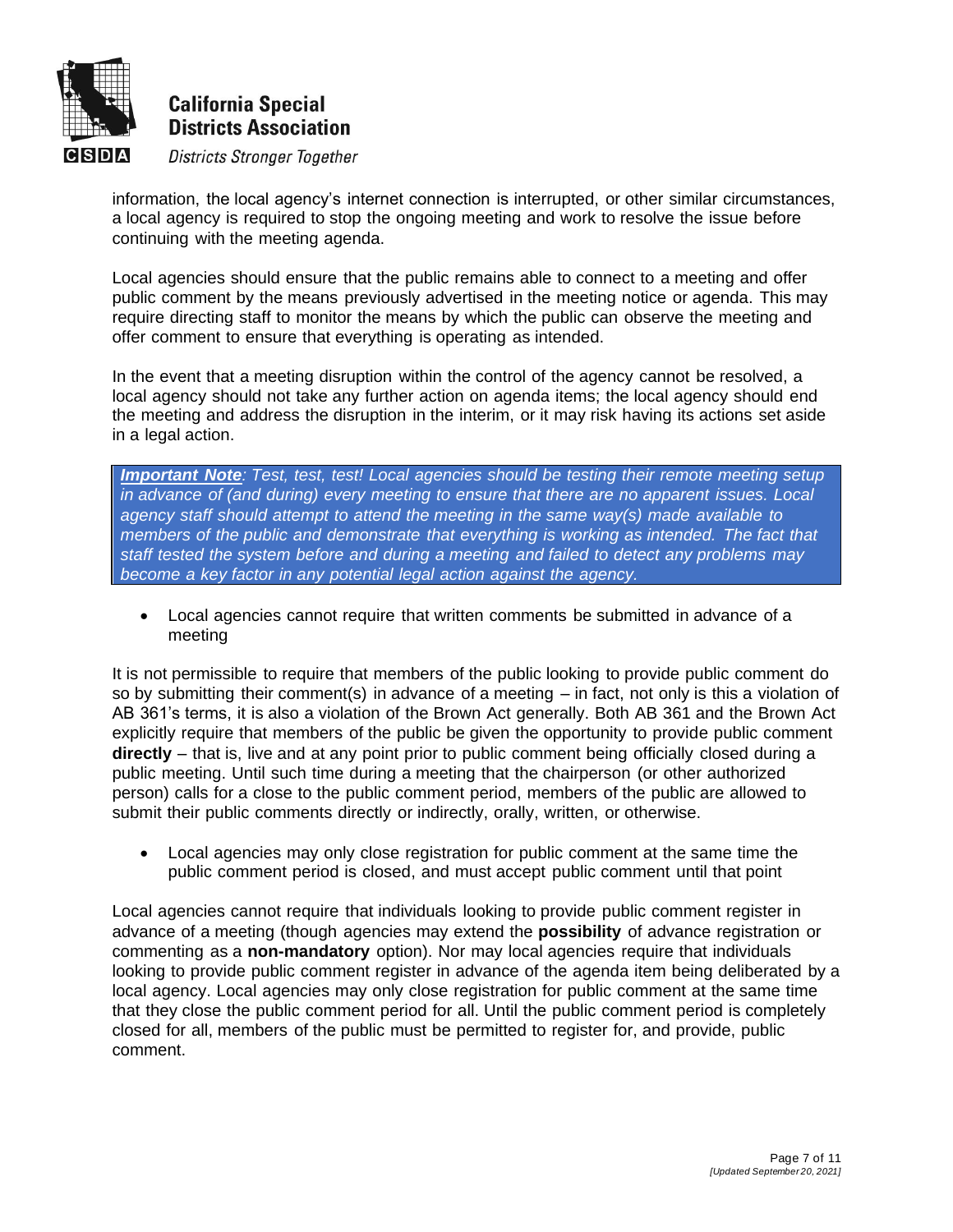information, the local agency's internet connection is interrupted, or other similar circumstances, a local agency is required to stop the ongoing meeting and work to resolve the issue before continuing with the meeting agenda.

Local agencies should ensure that the public remains able to connect to a meeting and offer public comment by the means previously advertised in the meeting notice or agenda. This may require directing staff to monitor the means by which the public can observe the meeting and offer comment to ensure that everything is operating as intended.

In the event that a meeting disruption within the control of the agency cannot be resolved, a local agency should not take any further action on agenda items; the local agency should end the meeting and address the disruption in the interim, or it may risk having its actions set aside in a legal action.

> ***Important Note**: Test, test, test! Local agencies should be testing their remote meeting setup in advance of (and during) every meeting to ensure that there are no apparent issues. Local agency staff should attempt to attend the meeting in the same way(s) made available to members of the public and demonstrate that everything is working as intended. The fact that staff tested the system before and during a meeting and failed to detect any problems may become a key factor in any potential legal action against the agency.*

- Local agencies cannot require that written comments be submitted in advance of a meeting

It is not permissible to require that members of the public looking to provide public comment do so by submitting their comment(s) in advance of a meeting – in fact, not only is this a violation of AB 361's terms, it is also a violation of the Brown Act generally. Both AB 361 and the Brown Act explicitly require that members of the public be given the opportunity to provide public comment **directly** – that is, live and at any point prior to public comment being officially closed during a public meeting. Until such time during a meeting that the chairperson (or other authorized person) calls for a close to the public comment period, members of the public are allowed to submit their public comments directly or indirectly, orally, written, or otherwise.

- Local agencies may only close registration for public comment at the same time the public comment period is closed, and must accept public comment until that point

Local agencies cannot require that individuals looking to provide public comment register in advance of a meeting (though agencies may extend the **possibility** of advance registration or commenting as a **non-mandatory** option). Nor may local agencies require that individuals looking to provide public comment register in advance of the agenda item being deliberated by a local agency. Local agencies may only close registration for public comment at the same time that they close the public comment period for all. Until the public comment period is completely closed for all, members of the public must be permitted to register for, and provide, public comment.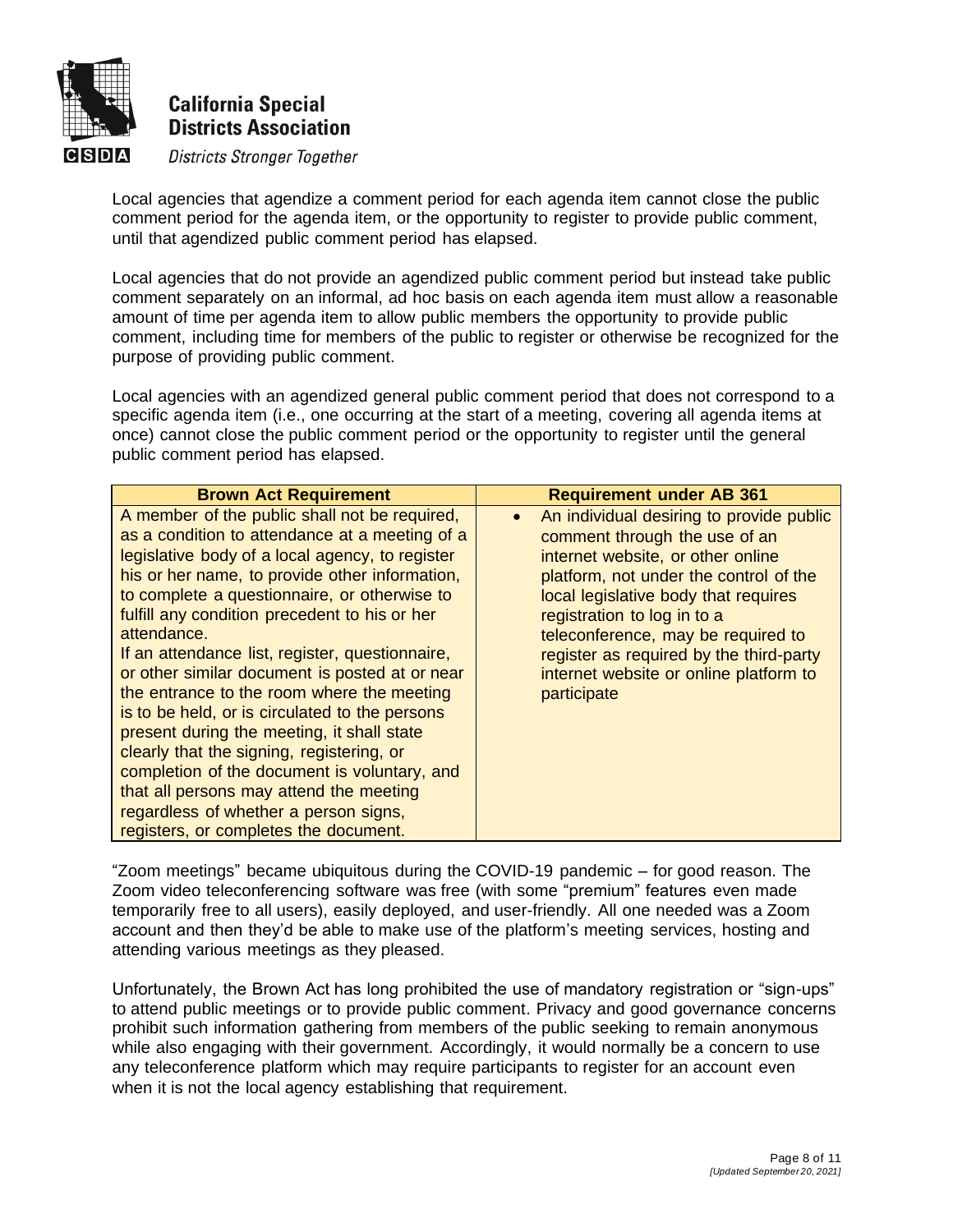Local agencies that agendize a comment period for each agenda item cannot close the public comment period for the agenda item, or the opportunity to register to provide public comment, until that agendized public comment period has elapsed.

Local agencies that do not provide an agendized public comment period but instead take public comment separately on an informal, ad hoc basis on each agenda item must allow a reasonable amount of time per agenda item to allow public members the opportunity to provide public comment, including time for members of the public to register or otherwise be recognized for the purpose of providing public comment.

Local agencies with an agendized general public comment period that does not correspond to a specific agenda item (i.e., one occurring at the start of a meeting, covering all agenda items at once) cannot close the public comment period or the opportunity to register until the general public comment period has elapsed.

| Brown Act Requirement | Requirement under AB 361 |
| --- | --- |
| A member of the public shall not be required, as a condition to attendance at a meeting of a legislative body of a local agency, to register his or her name, to provide other information, to complete a questionnaire, or otherwise to fulfill any condition precedent to his or her attendance.<br>If an attendance list, register, questionnaire, or other similar document is posted at or near the entrance to the room where the meeting is to be held, or is circulated to the persons present during the meeting, it shall state clearly that the signing, registering, or completion of the document is voluntary, and that all persons may attend the meeting regardless of whether a person signs, registers, or completes the document. | • An individual desiring to provide public comment through the use of an internet website, or other online platform, not under the control of the local legislative body that requires registration to log in to a teleconference, may be required to register as required by the third-party internet website or online platform to participate |

"Zoom meetings" became ubiquitous during the COVID-19 pandemic – for good reason. The Zoom video teleconferencing software was free (with some "premium" features even made temporarily free to all users), easily deployed, and user-friendly. All one needed was a Zoom account and then they'd be able to make use of the platform's meeting services, hosting and attending various meetings as they pleased.

Unfortunately, the Brown Act has long prohibited the use of mandatory registration or "sign-ups" to attend public meetings or to provide public comment. Privacy and good governance concerns prohibit such information gathering from members of the public seeking to remain anonymous while also engaging with their government. Accordingly, it would normally be a concern to use any teleconference platform which may require participants to register for an account even when it is not the local agency establishing that requirement.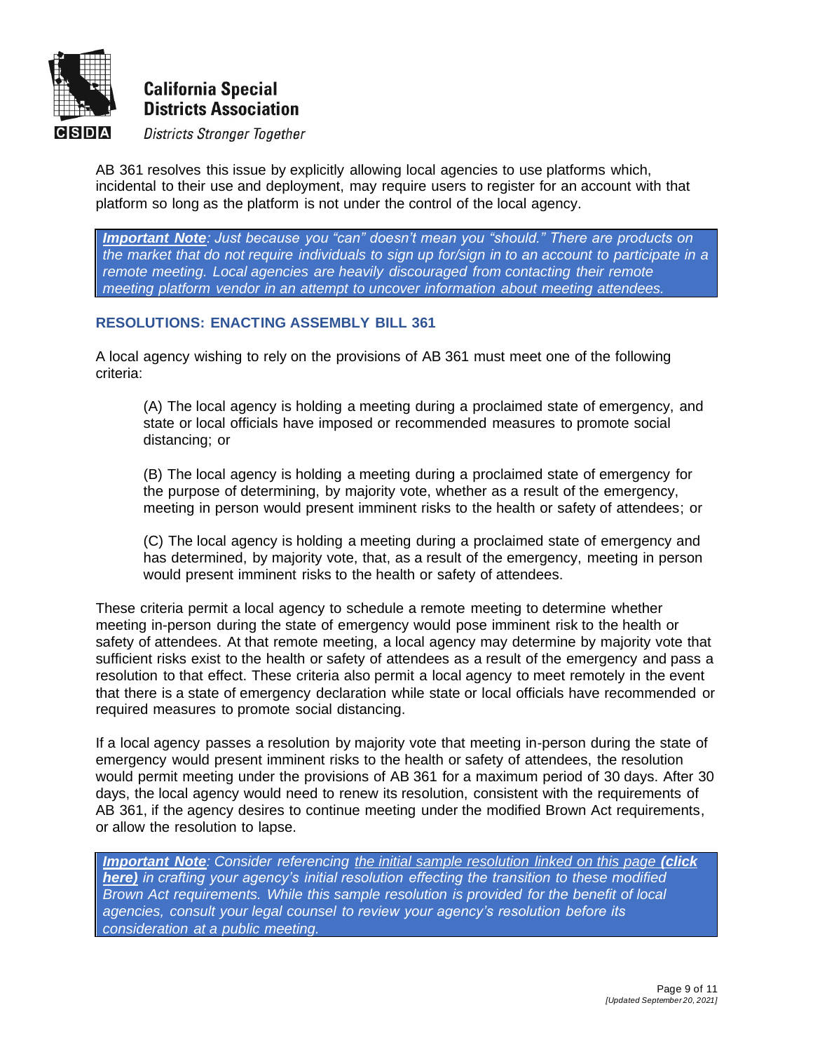AB 361 resolves this issue by explicitly allowing local agencies to use platforms which, incidental to their use and deployment, may require users to register for an account with that platform so long as the platform is not under the control of the local agency.

> ***Important Note**: Just because you "can" doesn't mean you "should." There are products on the market that do not require individuals to sign up for/sign in to an account to participate in a remote meeting. Local agencies are heavily discouraged from contacting their remote meeting platform vendor in an attempt to uncover information about meeting attendees.*

### RESOLUTIONS: ENACTING ASSEMBLY BILL 361

A local agency wishing to rely on the provisions of AB 361 must meet one of the following criteria:

(A) The local agency is holding a meeting during a proclaimed state of emergency, and state or local officials have imposed or recommended measures to promote social distancing; or

(B) The local agency is holding a meeting during a proclaimed state of emergency for the purpose of determining, by majority vote, whether as a result of the emergency, meeting in person would present imminent risks to the health or safety of attendees; or

(C) The local agency is holding a meeting during a proclaimed state of emergency and has determined, by majority vote, that, as a result of the emergency, meeting in person would present imminent risks to the health or safety of attendees.

These criteria permit a local agency to schedule a remote meeting to determine whether meeting in-person during the state of emergency would pose imminent risk to the health or safety of attendees. At that remote meeting, a local agency may determine by majority vote that sufficient risks exist to the health or safety of attendees as a result of the emergency and pass a resolution to that effect. These criteria also permit a local agency to meet remotely in the event that there is a state of emergency declaration while state or local officials have recommended or required measures to promote social distancing.

If a local agency passes a resolution by majority vote that meeting in-person during the state of emergency would present imminent risks to the health or safety of attendees, the resolution would permit meeting under the provisions of AB 361 for a maximum period of 30 days. After 30 days, the local agency would need to renew its resolution, consistent with the requirements of AB 361, if the agency desires to continue meeting under the modified Brown Act requirements, or allow the resolution to lapse.

> ***Important Note**: Consider referencing the initial sample resolution linked on this page **(click here)** in crafting your agency's initial resolution effecting the transition to these modified Brown Act requirements. While this sample resolution is provided for the benefit of local agencies, consult your legal counsel to review your agency's resolution before its consideration at a public meeting.*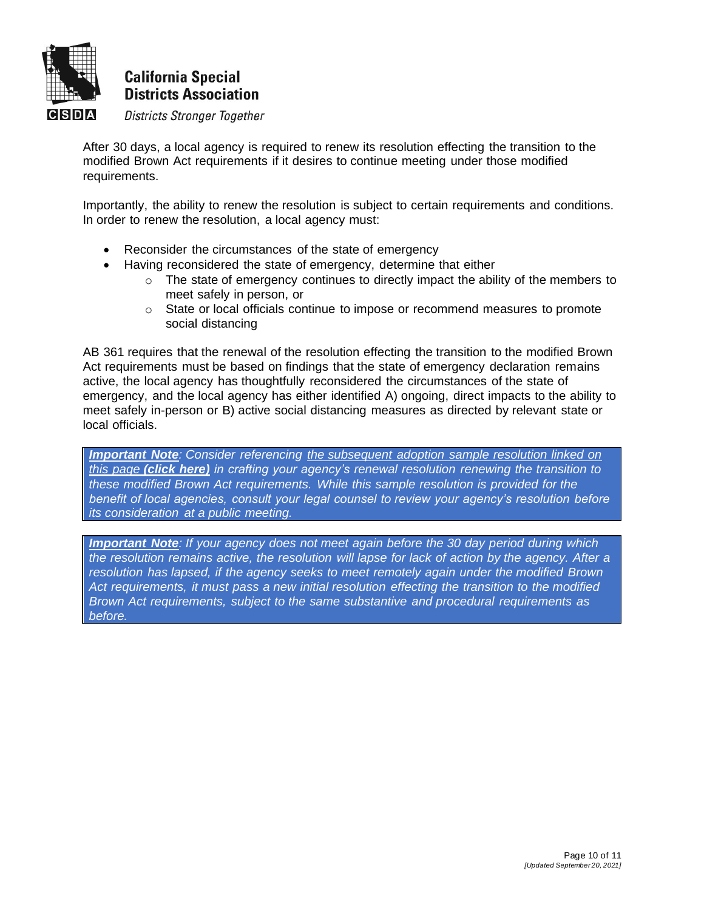After 30 days, a local agency is required to renew its resolution effecting the transition to the modified Brown Act requirements if it desires to continue meeting under those modified requirements.

Importantly, the ability to renew the resolution is subject to certain requirements and conditions. In order to renew the resolution, a local agency must:

- Reconsider the circumstances of the state of emergency
- Having reconsidered the state of emergency, determine that either
  - The state of emergency continues to directly impact the ability of the members to meet safely in person, or
  - State or local officials continue to impose or recommend measures to promote social distancing

AB 361 requires that the renewal of the resolution effecting the transition to the modified Brown Act requirements must be based on findings that the state of emergency declaration remains active, the local agency has thoughtfully reconsidered the circumstances of the state of emergency, and the local agency has either identified A) ongoing, direct impacts to the ability to meet safely in-person or B) active social distancing measures as directed by relevant state or local officials.

> ***Important Note****: Consider referencing the subsequent adoption sample resolution linked on this page **(click here)** in crafting your agency's renewal resolution renewing the transition to these modified Brown Act requirements. While this sample resolution is provided for the benefit of local agencies, consult your legal counsel to review your agency's resolution before its consideration at a public meeting.*

> ***Important Note****: If your agency does not meet again before the 30 day period during which the resolution remains active, the resolution will lapse for lack of action by the agency. After a resolution has lapsed, if the agency seeks to meet remotely again under the modified Brown Act requirements, it must pass a new initial resolution effecting the transition to the modified Brown Act requirements, subject to the same substantive and procedural requirements as before.*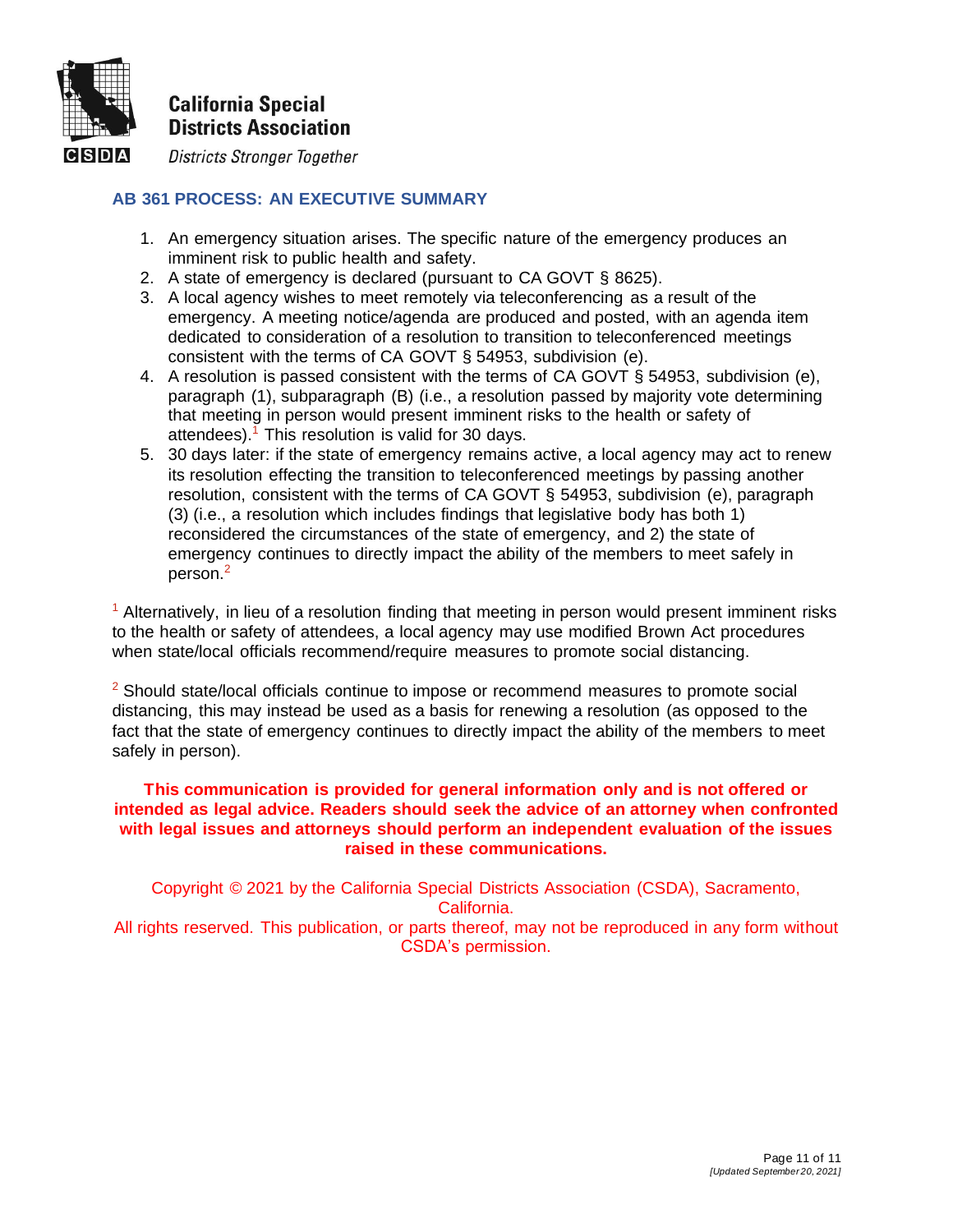**California Special Districts Association**

*Districts Stronger Together*

## AB 361 PROCESS: AN EXECUTIVE SUMMARY

1. An emergency situation arises. The specific nature of the emergency produces an imminent risk to public health and safety.
2. A state of emergency is declared (pursuant to CA GOVT § 8625).
3. A local agency wishes to meet remotely via teleconferencing as a result of the emergency. A meeting notice/agenda are produced and posted, with an agenda item dedicated to consideration of a resolution to transition to teleconferenced meetings consistent with the terms of CA GOVT § 54953, subdivision (e).
4. A resolution is passed consistent with the terms of CA GOVT § 54953, subdivision (e), paragraph (1), subparagraph (B) (i.e., a resolution passed by majority vote determining that meeting in person would present imminent risks to the health or safety of attendees).[1] This resolution is valid for 30 days.
5. 30 days later: if the state of emergency remains active, a local agency may act to renew its resolution effecting the transition to teleconferenced meetings by passing another resolution, consistent with the terms of CA GOVT § 54953, subdivision (e), paragraph (3) (i.e., a resolution which includes findings that legislative body has both 1) reconsidered the circumstances of the state of emergency, and 2) the state of emergency continues to directly impact the ability of the members to meet safely in person.[2]

[1] Alternatively, in lieu of a resolution finding that meeting in person would present imminent risks to the health or safety of attendees, a local agency may use modified Brown Act procedures when state/local officials recommend/require measures to promote social distancing.

[2] Should state/local officials continue to impose or recommend measures to promote social distancing, this may instead be used as a basis for renewing a resolution (as opposed to the fact that the state of emergency continues to directly impact the ability of the members to meet safely in person).

**This communication is provided for general information only and is not offered or intended as legal advice. Readers should seek the advice of an attorney when confronted with legal issues and attorneys should perform an independent evaluation of the issues raised in these communications.**

Copyright © 2021 by the California Special Districts Association (CSDA), Sacramento, California.
All rights reserved. This publication, or parts thereof, may not be reproduced in any form without CSDA's permission.

*[Updated September 20, 2021]*